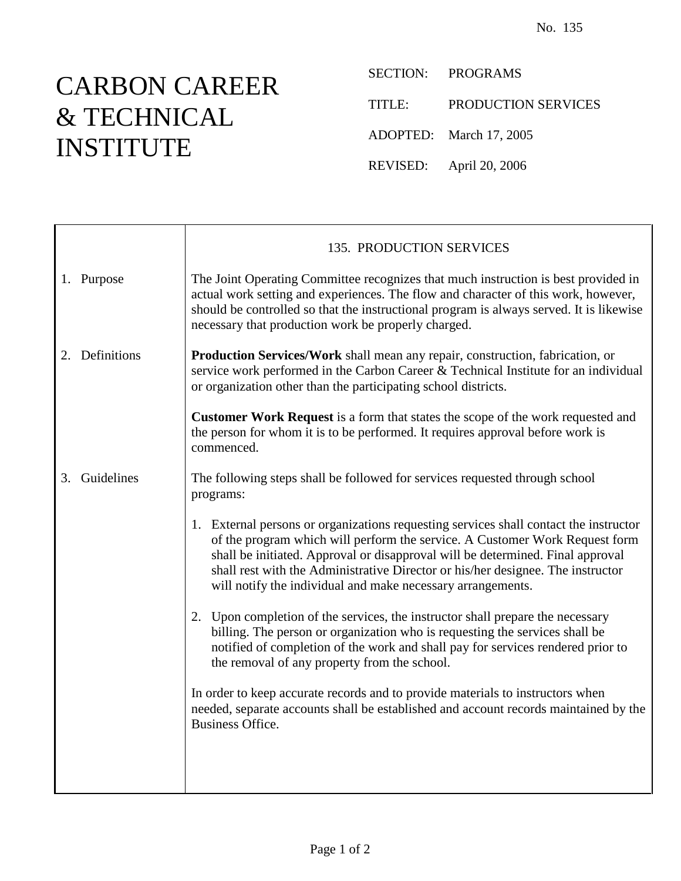No. 135

# CARBON CAREER & TECHNICAL INSTITUTE

SECTION: PROGRAMS

TITLE: PRODUCTION SERVICES

ADOPTED: March 17, 2005

REVISED: April 20, 2006

## 135. PRODUCTION SERVICES

### 1. Purpose

The Joint Operating Committee recognizes that much instruction is best provided in actual work setting and experiences. The flow and character of this work, however, should be controlled so that the instructional program is always served. It is likewise necessary that production work be properly charged.

### 2. Definitions

**Production Services/Work** shall mean any repair, construction, fabrication, or service work performed in the Carbon Career & Technical Institute for an individual or organization other than the participating school districts.

**Customer Work Request** is a form that states the scope of the work requested and the person for whom it is to be performed. It requires approval before work is commenced.

### 3. Guidelines

The following steps shall be followed for services requested through school programs:

1. External persons or organizations requesting services shall contact the instructor of the program which will perform the service. A Customer Work Request form shall be initiated. Approval or disapproval will be determined. Final approval shall rest with the Administrative Director or his/her designee. The instructor will notify the individual and make necessary arrangements.

2. Upon completion of the services, the instructor shall prepare the necessary billing. The person or organization who is requesting the services shall be notified of completion of the work and shall pay for services rendered prior to the removal of any property from the school.

In order to keep accurate records and to provide materials to instructors when needed, separate accounts shall be established and account records maintained by the Business Office.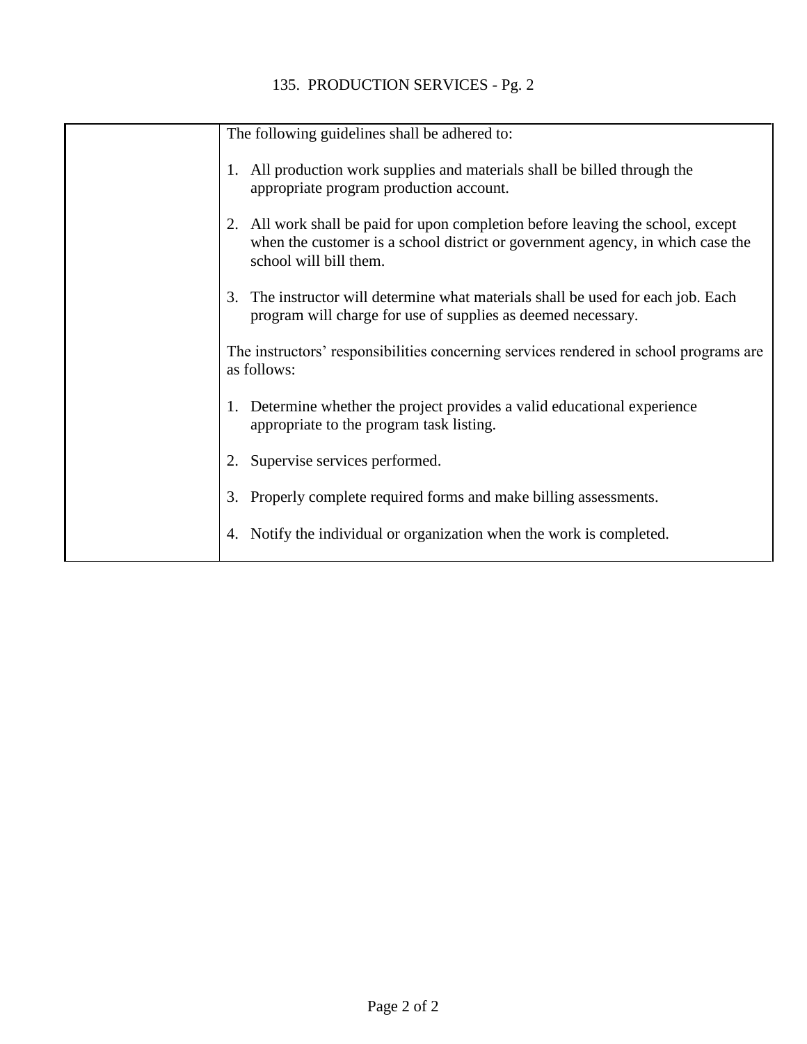| | |
|---|---|
| | The following guidelines shall be adhered to:<br><br>1. All production work supplies and materials shall be billed through the appropriate program production account.<br><br>2. All work shall be paid for upon completion before leaving the school, except when the customer is a school district or government agency, in which case the school will bill them.<br><br>3. The instructor will determine what materials shall be used for each job. Each program will charge for use of supplies as deemed necessary.<br><br>The instructors' responsibilities concerning services rendered in school programs are as follows:<br><br>1. Determine whether the project provides a valid educational experience appropriate to the program task listing.<br><br>2. Supervise services performed.<br><br>3. Properly complete required forms and make billing assessments.<br><br>4. Notify the individual or organization when the work is completed. |